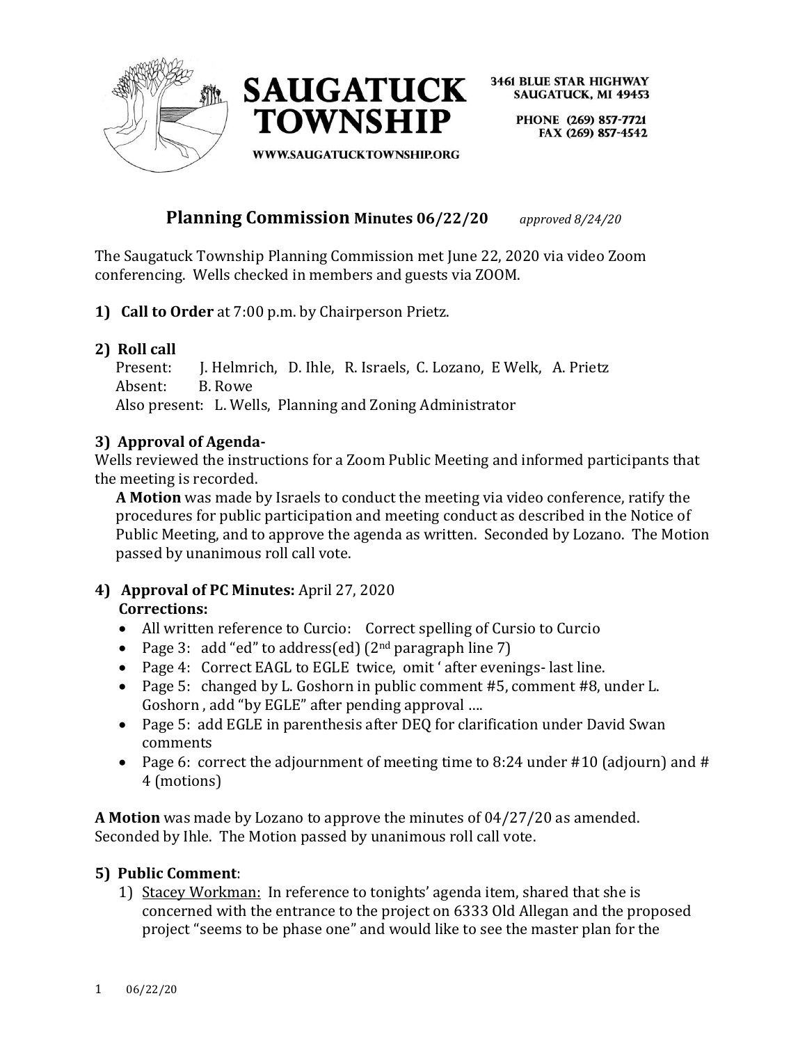SAUGATUCK TOWNSHIP

WWW.SAUGATUCKTOWNSHIP.ORG

3461 BLUE STAR HIGHWAY
SAUGATUCK, MI 49453

PHONE (269) 857-7721
FAX (269) 857-4542

# Planning Commission Minutes 06/22/20 *approved 8/24/20*

The Saugatuck Township Planning Commission met June 22, 2020 via video Zoom conferencing. Wells checked in members and guests via ZOOM.

**1) Call to Order** at 7:00 p.m. by Chairperson Prietz.

**2) Roll call**

Present: J. Helmrich, D. Ihle, R. Israels, C. Lozano, E Welk, A. Prietz
Absent: B. Rowe
Also present: L. Wells, Planning and Zoning Administrator

**3) Approval of Agenda-**

Wells reviewed the instructions for a Zoom Public Meeting and informed participants that the meeting is recorded.

**A Motion** was made by Israels to conduct the meeting via video conference, ratify the procedures for public participation and meeting conduct as described in the Notice of Public Meeting, and to approve the agenda as written. Seconded by Lozano. The Motion passed by unanimous roll call vote.

**4) Approval of PC Minutes:** April 27, 2020

**Corrections:**

- All written reference to Curcio: Correct spelling of Cursio to Curcio
- Page 3: add "ed" to address(ed) (2nd paragraph line 7)
- Page 4: Correct EAGL to EGLE twice, omit ' after evenings- last line.
- Page 5: changed by L. Goshorn in public comment #5, comment #8, under L. Goshorn , add "by EGLE" after pending approval ….
- Page 5: add EGLE in parenthesis after DEQ for clarification under David Swan comments
- Page 6: correct the adjournment of meeting time to 8:24 under #10 (adjourn) and # 4 (motions)

**A Motion** was made by Lozano to approve the minutes of 04/27/20 as amended. Seconded by Ihle. The Motion passed by unanimous roll call vote.

**5) Public Comment**:

1) Stacey Workman: In reference to tonights' agenda item, shared that she is concerned with the entrance to the project on 6333 Old Allegan and the proposed project "seems to be phase one" and would like to see the master plan for the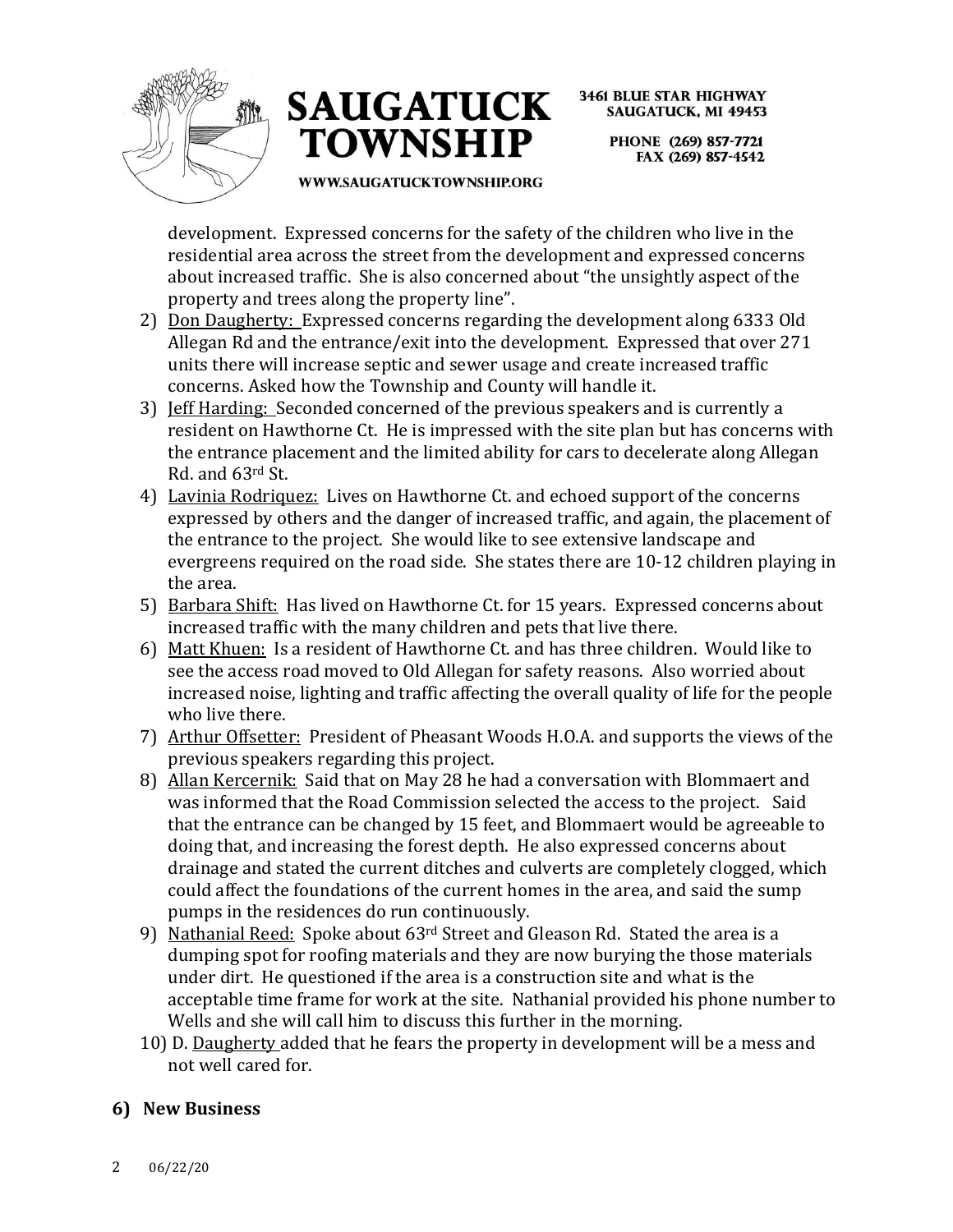development. Expressed concerns for the safety of the children who live in the residential area across the street from the development and expressed concerns about increased traffic. She is also concerned about "the unsightly aspect of the property and trees along the property line".

2) Don Daugherty: Expressed concerns regarding the development along 6333 Old Allegan Rd and the entrance/exit into the development. Expressed that over 271 units there will increase septic and sewer usage and create increased traffic concerns. Asked how the Township and County will handle it.
3) Jeff Harding: Seconded concerned of the previous speakers and is currently a resident on Hawthorne Ct. He is impressed with the site plan but has concerns with the entrance placement and the limited ability for cars to decelerate along Allegan Rd. and 63rd St.
4) Lavinia Rodriquez: Lives on Hawthorne Ct. and echoed support of the concerns expressed by others and the danger of increased traffic, and again, the placement of the entrance to the project. She would like to see extensive landscape and evergreens required on the road side. She states there are 10-12 children playing in the area.
5) Barbara Shift: Has lived on Hawthorne Ct. for 15 years. Expressed concerns about increased traffic with the many children and pets that live there.
6) Matt Khuen: Is a resident of Hawthorne Ct. and has three children. Would like to see the access road moved to Old Allegan for safety reasons. Also worried about increased noise, lighting and traffic affecting the overall quality of life for the people who live there.
7) Arthur Offsetter: President of Pheasant Woods H.O.A. and supports the views of the previous speakers regarding this project.
8) Allan Kercernik: Said that on May 28 he had a conversation with Blommaert and was informed that the Road Commission selected the access to the project. Said that the entrance can be changed by 15 feet, and Blommaert would be agreeable to doing that, and increasing the forest depth. He also expressed concerns about drainage and stated the current ditches and culverts are completely clogged, which could affect the foundations of the current homes in the area, and said the sump pumps in the residences do run continuously.
9) Nathanial Reed: Spoke about 63rd Street and Gleason Rd. Stated the area is a dumping spot for roofing materials and they are now burying the those materials under dirt. He questioned if the area is a construction site and what is the acceptable time frame for work at the site. Nathanial provided his phone number to Wells and she will call him to discuss this further in the morning.
10) D. Daugherty added that he fears the property in development will be a mess and not well cared for.

## 6) New Business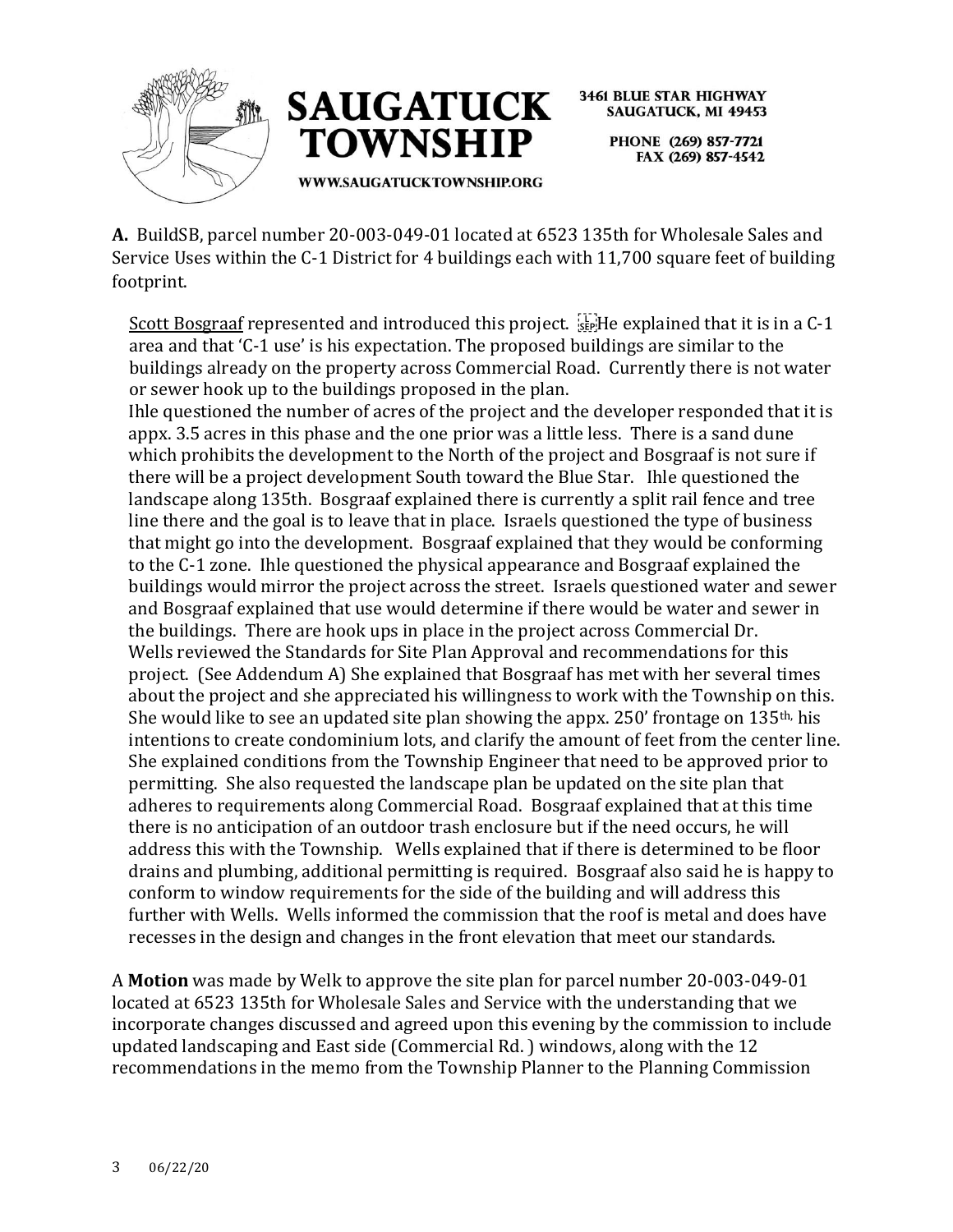**A.** BuildSB, parcel number 20-003-049-01 located at 6523 135th for Wholesale Sales and Service Uses within the C-1 District for 4 buildings each with 11,700 square feet of building footprint.

Scott Bosgraaf represented and introduced this project. He explained that it is in a C-1 area and that 'C-1 use' is his expectation. The proposed buildings are similar to the buildings already on the property across Commercial Road. Currently there is not water or sewer hook up to the buildings proposed in the plan.

Ihle questioned the number of acres of the project and the developer responded that it is appx. 3.5 acres in this phase and the one prior was a little less. There is a sand dune which prohibits the development to the North of the project and Bosgraaf is not sure if there will be a project development South toward the Blue Star. Ihle questioned the landscape along 135th. Bosgraaf explained there is currently a split rail fence and tree line there and the goal is to leave that in place. Israels questioned the type of business that might go into the development. Bosgraaf explained that they would be conforming to the C-1 zone. Ihle questioned the physical appearance and Bosgraaf explained the buildings would mirror the project across the street. Israels questioned water and sewer and Bosgraaf explained that use would determine if there would be water and sewer in the buildings. There are hook ups in place in the project across Commercial Dr.

Wells reviewed the Standards for Site Plan Approval and recommendations for this project. (See Addendum A) She explained that Bosgraaf has met with her several times about the project and she appreciated his willingness to work with the Township on this. She would like to see an updated site plan showing the appx. 250' frontage on 135th, his intentions to create condominium lots, and clarify the amount of feet from the center line. She explained conditions from the Township Engineer that need to be approved prior to permitting. She also requested the landscape plan be updated on the site plan that adheres to requirements along Commercial Road. Bosgraaf explained that at this time there is no anticipation of an outdoor trash enclosure but if the need occurs, he will address this with the Township. Wells explained that if there is determined to be floor drains and plumbing, additional permitting is required. Bosgraaf also said he is happy to conform to window requirements for the side of the building and will address this further with Wells. Wells informed the commission that the roof is metal and does have recesses in the design and changes in the front elevation that meet our standards.

A **Motion** was made by Welk to approve the site plan for parcel number 20-003-049-01 located at 6523 135th for Wholesale Sales and Service with the understanding that we incorporate changes discussed and agreed upon this evening by the commission to include updated landscaping and East side (Commercial Rd. ) windows, along with the 12 recommendations in the memo from the Township Planner to the Planning Commission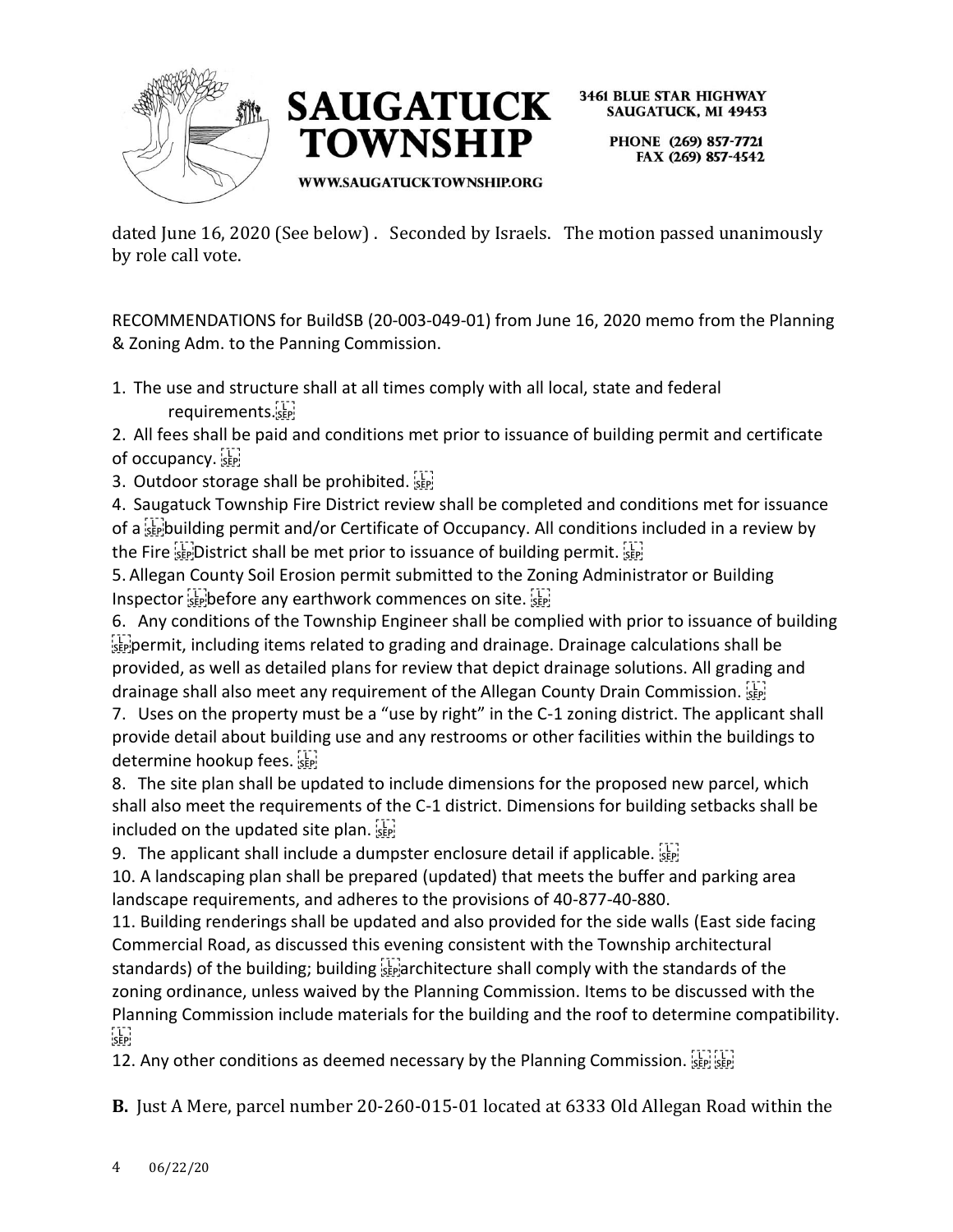dated June 16, 2020 (See below) . Seconded by Israels. The motion passed unanimously by role call vote.

RECOMMENDATIONS for BuildSB (20-003-049-01) from June 16, 2020 memo from the Planning & Zoning Adm. to the Panning Commission.

1. The use and structure shall at all times comply with all local, state and federal requirements.
2. All fees shall be paid and conditions met prior to issuance of building permit and certificate of occupancy.
3. Outdoor storage shall be prohibited.
4. Saugatuck Township Fire District review shall be completed and conditions met for issuance of a building permit and/or Certificate of Occupancy. All conditions included in a review by the Fire District shall be met prior to issuance of building permit.
5. Allegan County Soil Erosion permit submitted to the Zoning Administrator or Building Inspector before any earthwork commences on site.
6. Any conditions of the Township Engineer shall be complied with prior to issuance of building permit, including items related to grading and drainage. Drainage calculations shall be provided, as well as detailed plans for review that depict drainage solutions. All grading and drainage shall also meet any requirement of the Allegan County Drain Commission.
7. Uses on the property must be a "use by right" in the C-1 zoning district. The applicant shall provide detail about building use and any restrooms or other facilities within the buildings to determine hookup fees.
8. The site plan shall be updated to include dimensions for the proposed new parcel, which shall also meet the requirements of the C-1 district. Dimensions for building setbacks shall be included on the updated site plan.
9. The applicant shall include a dumpster enclosure detail if applicable.
10. A landscaping plan shall be prepared (updated) that meets the buffer and parking area landscape requirements, and adheres to the provisions of 40-877-40-880.
11. Building renderings shall be updated and also provided for the side walls (East side facing Commercial Road, as discussed this evening consistent with the Township architectural standards) of the building; building architecture shall comply with the standards of the zoning ordinance, unless waived by the Planning Commission. Items to be discussed with the Planning Commission include materials for the building and the roof to determine compatibility.
12. Any other conditions as deemed necessary by the Planning Commission.

**B.** Just A Mere, parcel number 20-260-015-01 located at 6333 Old Allegan Road within the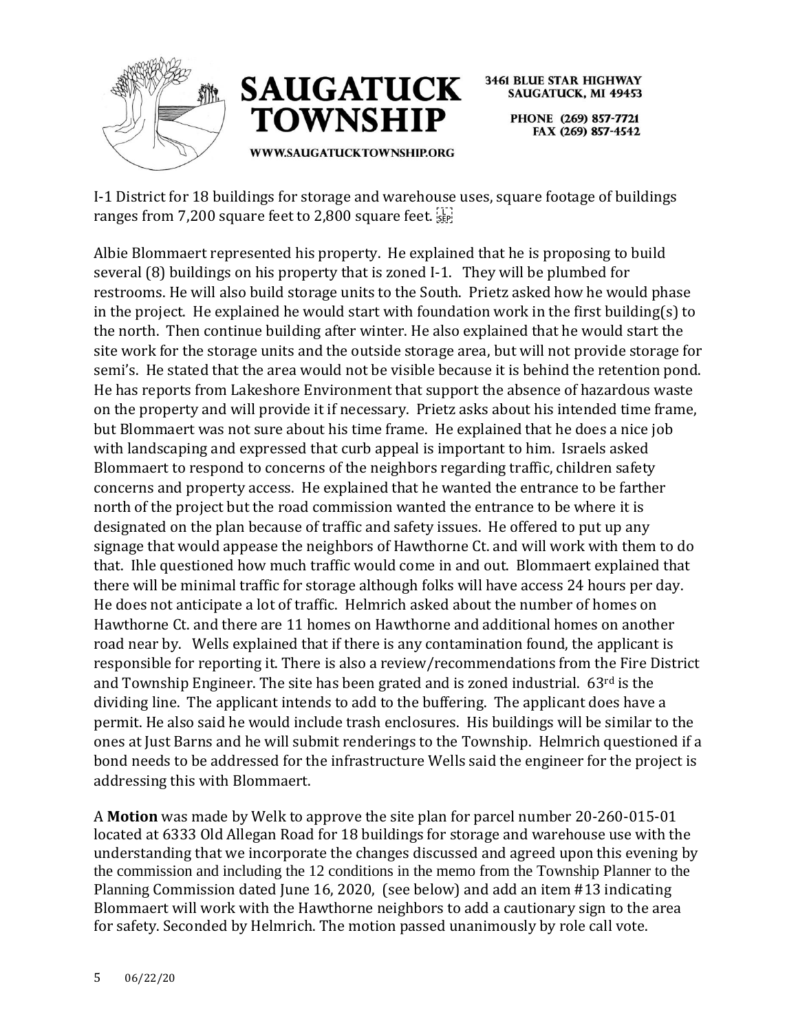I-1 District for 18 buildings for storage and warehouse uses, square footage of buildings ranges from 7,200 square feet to 2,800 square feet.

Albie Blommaert represented his property. He explained that he is proposing to build several (8) buildings on his property that is zoned I-1. They will be plumbed for restrooms. He will also build storage units to the South. Prietz asked how he would phase in the project. He explained he would start with foundation work in the first building(s) to the north. Then continue building after winter. He also explained that he would start the site work for the storage units and the outside storage area, but will not provide storage for semi's. He stated that the area would not be visible because it is behind the retention pond. He has reports from Lakeshore Environment that support the absence of hazardous waste on the property and will provide it if necessary. Prietz asks about his intended time frame, but Blommaert was not sure about his time frame. He explained that he does a nice job with landscaping and expressed that curb appeal is important to him. Israels asked Blommaert to respond to concerns of the neighbors regarding traffic, children safety concerns and property access. He explained that he wanted the entrance to be farther north of the project but the road commission wanted the entrance to be where it is designated on the plan because of traffic and safety issues. He offered to put up any signage that would appease the neighbors of Hawthorne Ct. and will work with them to do that. Ihle questioned how much traffic would come in and out. Blommaert explained that there will be minimal traffic for storage although folks will have access 24 hours per day. He does not anticipate a lot of traffic. Helmrich asked about the number of homes on Hawthorne Ct. and there are 11 homes on Hawthorne and additional homes on another road near by. Wells explained that if there is any contamination found, the applicant is responsible for reporting it. There is also a review/recommendations from the Fire District and Township Engineer. The site has been grated and is zoned industrial. 63rd is the dividing line. The applicant intends to add to the buffering. The applicant does have a permit. He also said he would include trash enclosures. His buildings will be similar to the ones at Just Barns and he will submit renderings to the Township. Helmrich questioned if a bond needs to be addressed for the infrastructure Wells said the engineer for the project is addressing this with Blommaert.

A **Motion** was made by Welk to approve the site plan for parcel number 20-260-015-01 located at 6333 Old Allegan Road for 18 buildings for storage and warehouse use with the understanding that we incorporate the changes discussed and agreed upon this evening by the commission and including the 12 conditions in the memo from the Township Planner to the Planning Commission dated June 16, 2020, (see below) and add an item #13 indicating Blommaert will work with the Hawthorne neighbors to add a cautionary sign to the area for safety. Seconded by Helmrich. The motion passed unanimously by role call vote.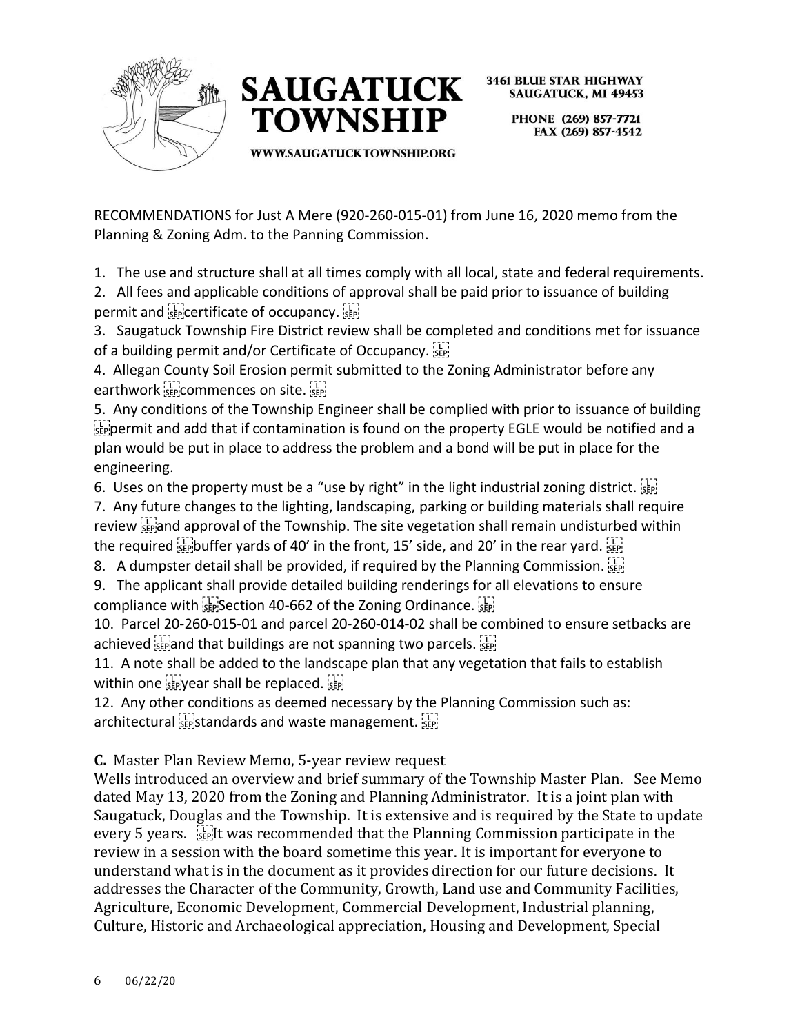SAUGATUCK TOWNSHIP

3461 BLUE STAR HIGHWAY
SAUGATUCK, MI 49453

PHONE (269) 857-7721
FAX (269) 857-4542

WWW.SAUGATUCKTOWNSHIP.ORG

RECOMMENDATIONS for Just A Mere (920-260-015-01) from June 16, 2020 memo from the Planning & Zoning Adm. to the Panning Commission.

1. The use and structure shall at all times comply with all local, state and federal requirements.
2. All fees and applicable conditions of approval shall be paid prior to issuance of building permit and certificate of occupancy.
3. Saugatuck Township Fire District review shall be completed and conditions met for issuance of a building permit and/or Certificate of Occupancy.
4. Allegan County Soil Erosion permit submitted to the Zoning Administrator before any earthwork commences on site.
5. Any conditions of the Township Engineer shall be complied with prior to issuance of building permit and add that if contamination is found on the property EGLE would be notified and a plan would be put in place to address the problem and a bond will be put in place for the engineering.
6. Uses on the property must be a "use by right" in the light industrial zoning district.
7. Any future changes to the lighting, landscaping, parking or building materials shall require review and approval of the Township. The site vegetation shall remain undisturbed within the required buffer yards of 40' in the front, 15' side, and 20' in the rear yard.
8. A dumpster detail shall be provided, if required by the Planning Commission.
9. The applicant shall provide detailed building renderings for all elevations to ensure compliance with Section 40-662 of the Zoning Ordinance.
10. Parcel 20-260-015-01 and parcel 20-260-014-02 shall be combined to ensure setbacks are achieved and that buildings are not spanning two parcels.
11. A note shall be added to the landscape plan that any vegetation that fails to establish within one year shall be replaced.
12. Any other conditions as deemed necessary by the Planning Commission such as: architectural standards and waste management.

**C.** Master Plan Review Memo, 5-year review request

Wells introduced an overview and brief summary of the Township Master Plan. See Memo dated May 13, 2020 from the Zoning and Planning Administrator. It is a joint plan with Saugatuck, Douglas and the Township. It is extensive and is required by the State to update every 5 years. It was recommended that the Planning Commission participate in the review in a session with the board sometime this year. It is important for everyone to understand what is in the document as it provides direction for our future decisions. It addresses the Character of the Community, Growth, Land use and Community Facilities, Agriculture, Economic Development, Commercial Development, Industrial planning, Culture, Historic and Archaeological appreciation, Housing and Development, Special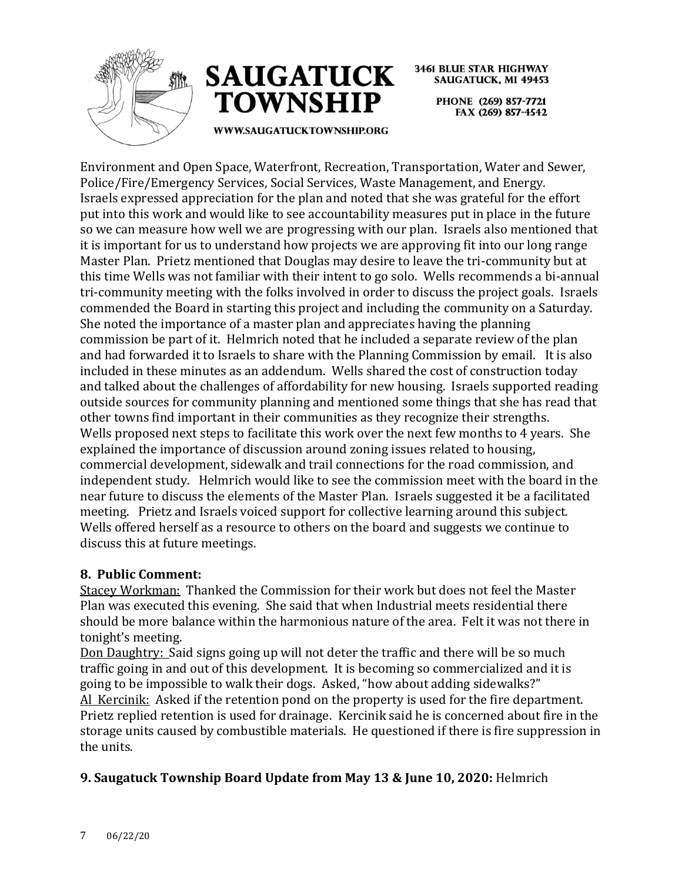Environment and Open Space, Waterfront, Recreation, Transportation, Water and Sewer, Police/Fire/Emergency Services, Social Services, Waste Management, and Energy. Israels expressed appreciation for the plan and noted that she was grateful for the effort put into this work and would like to see accountability measures put in place in the future so we can measure how well we are progressing with our plan. Israels also mentioned that it is important for us to understand how projects we are approving fit into our long range Master Plan. Prietz mentioned that Douglas may desire to leave the tri-community but at this time Wells was not familiar with their intent to go solo. Wells recommends a bi-annual tri-community meeting with the folks involved in order to discuss the project goals. Israels commended the Board in starting this project and including the community on a Saturday. She noted the importance of a master plan and appreciates having the planning commission be part of it. Helmrich noted that he included a separate review of the plan and had forwarded it to Israels to share with the Planning Commission by email. It is also included in these minutes as an addendum. Wells shared the cost of construction today and talked about the challenges of affordability for new housing. Israels supported reading outside sources for community planning and mentioned some things that she has read that other towns find important in their communities as they recognize their strengths. Wells proposed next steps to facilitate this work over the next few months to 4 years. She explained the importance of discussion around zoning issues related to housing, commercial development, sidewalk and trail connections for the road commission, and independent study. Helmrich would like to see the commission meet with the board in the near future to discuss the elements of the Master Plan. Israels suggested it be a facilitated meeting. Prietz and Israels voiced support for collective learning around this subject. Wells offered herself as a resource to others on the board and suggests we continue to discuss this at future meetings.

**8. Public Comment:**

Stacey Workman: Thanked the Commission for their work but does not feel the Master Plan was executed this evening. She said that when Industrial meets residential there should be more balance within the harmonious nature of the area. Felt it was not there in tonight's meeting.

Don Daughtry: Said signs going up will not deter the traffic and there will be so much traffic going in and out of this development. It is becoming so commercialized and it is going to be impossible to walk their dogs. Asked, "how about adding sidewalks?"

Al Kercinik: Asked if the retention pond on the property is used for the fire department. Prietz replied retention is used for drainage. Kercinik said he is concerned about fire in the storage units caused by combustible materials. He questioned if there is fire suppression in the units.

**9. Saugatuck Township Board Update from May 13 & June 10, 2020:** Helmrich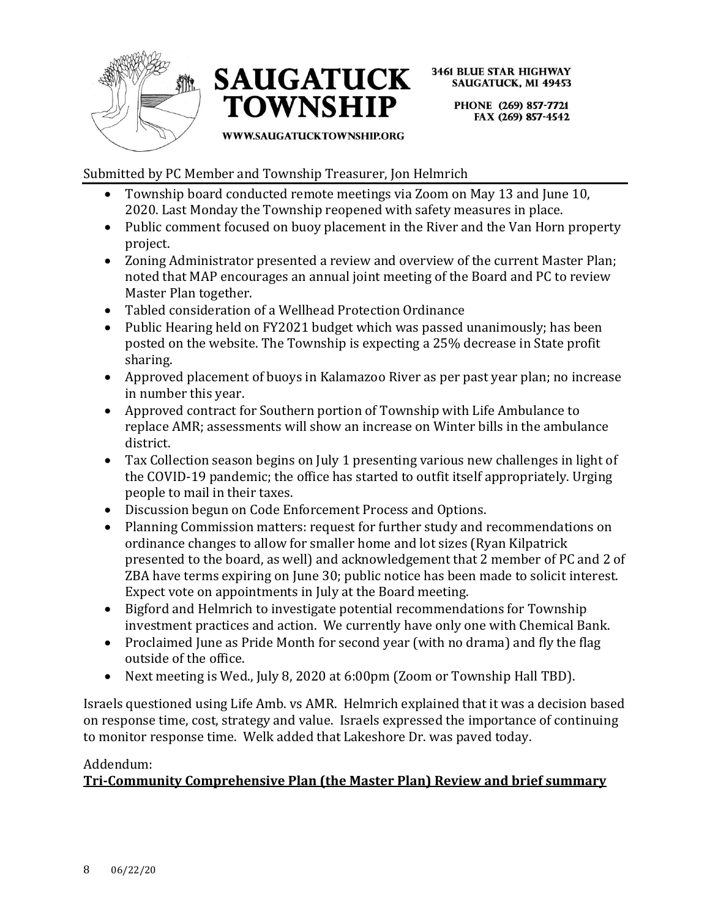Submitted by PC Member and Township Treasurer, Jon Helmrich

- Township board conducted remote meetings via Zoom on May 13 and June 10, 2020. Last Monday the Township reopened with safety measures in place.
- Public comment focused on buoy placement in the River and the Van Horn property project.
- Zoning Administrator presented a review and overview of the current Master Plan; noted that MAP encourages an annual joint meeting of the Board and PC to review Master Plan together.
- Tabled consideration of a Wellhead Protection Ordinance
- Public Hearing held on FY2021 budget which was passed unanimously; has been posted on the website. The Township is expecting a 25% decrease in State profit sharing.
- Approved placement of buoys in Kalamazoo River as per past year plan; no increase in number this year.
- Approved contract for Southern portion of Township with Life Ambulance to replace AMR; assessments will show an increase on Winter bills in the ambulance district.
- Tax Collection season begins on July 1 presenting various new challenges in light of the COVID-19 pandemic; the office has started to outfit itself appropriately. Urging people to mail in their taxes.
- Discussion begun on Code Enforcement Process and Options.
- Planning Commission matters: request for further study and recommendations on ordinance changes to allow for smaller home and lot sizes (Ryan Kilpatrick presented to the board, as well) and acknowledgement that 2 member of PC and 2 of ZBA have terms expiring on June 30; public notice has been made to solicit interest. Expect vote on appointments in July at the Board meeting.
- Bigford and Helmrich to investigate potential recommendations for Township investment practices and action. We currently have only one with Chemical Bank.
- Proclaimed June as Pride Month for second year (with no drama) and fly the flag outside of the office.
- Next meeting is Wed., July 8, 2020 at 6:00pm (Zoom or Township Hall TBD).

Israels questioned using Life Amb. vs AMR. Helmrich explained that it was a decision based on response time, cost, strategy and value. Israels expressed the importance of continuing to monitor response time. Welk added that Lakeshore Dr. was paved today.

Addendum:

**Tri-Community Comprehensive Plan (the Master Plan) Review and brief summary**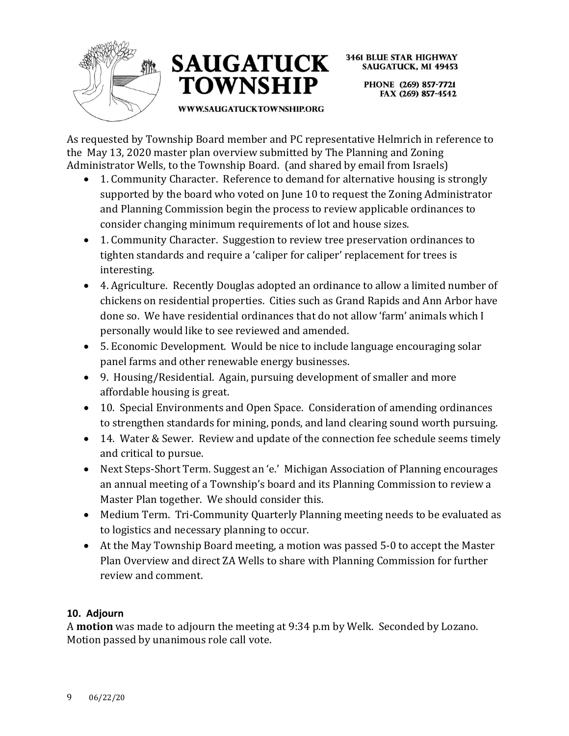As requested by Township Board member and PC representative Helmrich in reference to the May 13, 2020 master plan overview submitted by The Planning and Zoning Administrator Wells, to the Township Board. (and shared by email from Israels)

- 1. Community Character. Reference to demand for alternative housing is strongly supported by the board who voted on June 10 to request the Zoning Administrator and Planning Commission begin the process to review applicable ordinances to consider changing minimum requirements of lot and house sizes.
- 1. Community Character. Suggestion to review tree preservation ordinances to tighten standards and require a 'caliper for caliper' replacement for trees is interesting.
- 4. Agriculture. Recently Douglas adopted an ordinance to allow a limited number of chickens on residential properties. Cities such as Grand Rapids and Ann Arbor have done so. We have residential ordinances that do not allow 'farm' animals which I personally would like to see reviewed and amended.
- 5. Economic Development. Would be nice to include language encouraging solar panel farms and other renewable energy businesses.
- 9. Housing/Residential. Again, pursuing development of smaller and more affordable housing is great.
- 10. Special Environments and Open Space. Consideration of amending ordinances to strengthen standards for mining, ponds, and land clearing sound worth pursuing.
- 14. Water & Sewer. Review and update of the connection fee schedule seems timely and critical to pursue.
- Next Steps-Short Term. Suggest an 'e.' Michigan Association of Planning encourages an annual meeting of a Township's board and its Planning Commission to review a Master Plan together. We should consider this.
- Medium Term. Tri-Community Quarterly Planning meeting needs to be evaluated as to logistics and necessary planning to occur.
- At the May Township Board meeting, a motion was passed 5-0 to accept the Master Plan Overview and direct ZA Wells to share with Planning Commission for further review and comment.

**10. Adjourn**

A **motion** was made to adjourn the meeting at 9:34 p.m by Welk. Seconded by Lozano. Motion passed by unanimous role call vote.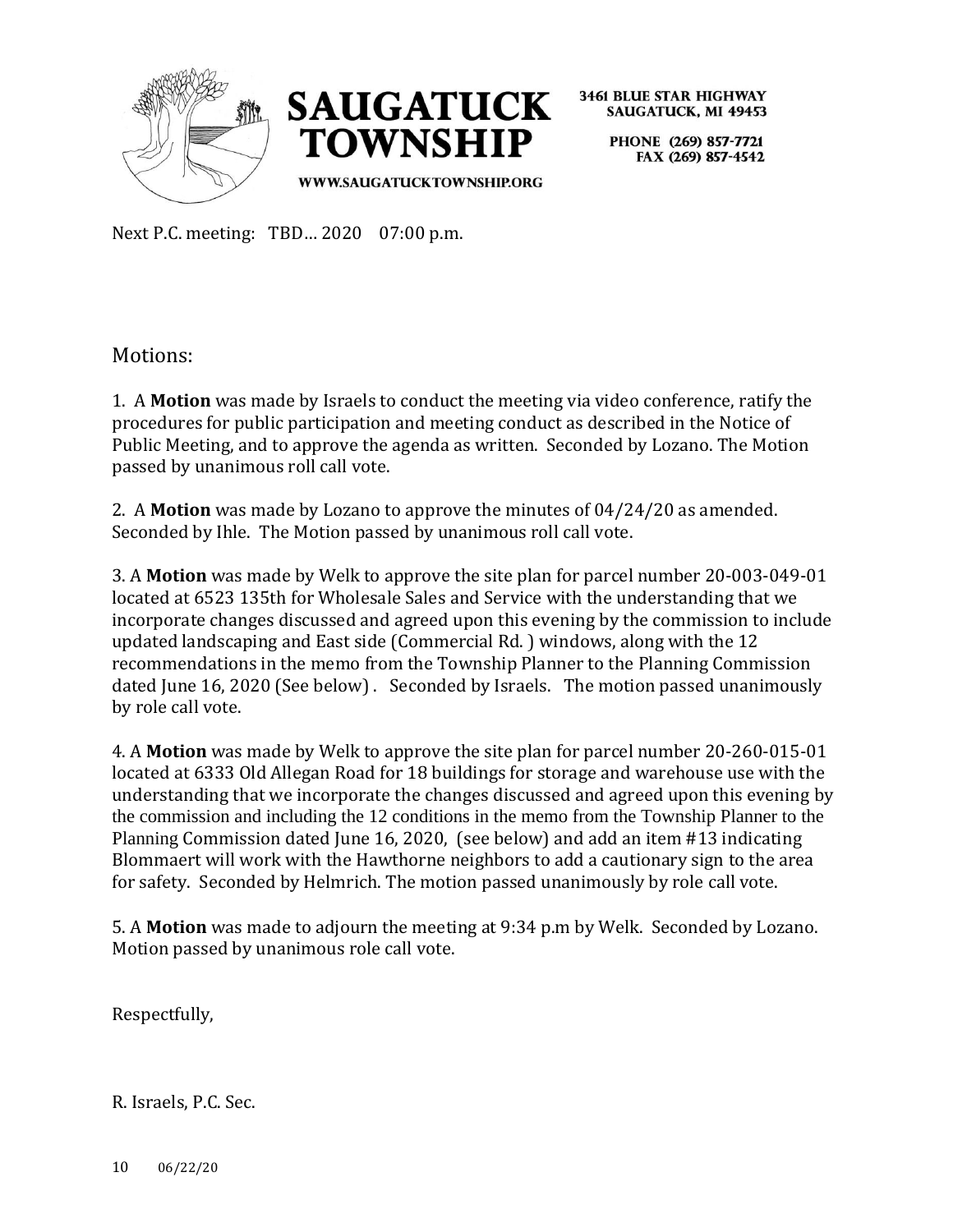Next P.C. meeting: TBD… 2020 07:00 p.m.

## Motions:

1. A **Motion** was made by Israels to conduct the meeting via video conference, ratify the procedures for public participation and meeting conduct as described in the Notice of Public Meeting, and to approve the agenda as written. Seconded by Lozano. The Motion passed by unanimous roll call vote.

2. A **Motion** was made by Lozano to approve the minutes of 04/24/20 as amended. Seconded by Ihle. The Motion passed by unanimous roll call vote.

3. A **Motion** was made by Welk to approve the site plan for parcel number 20-003-049-01 located at 6523 135th for Wholesale Sales and Service with the understanding that we incorporate changes discussed and agreed upon this evening by the commission to include updated landscaping and East side (Commercial Rd. ) windows, along with the 12 recommendations in the memo from the Township Planner to the Planning Commission dated June 16, 2020 (See below) . Seconded by Israels. The motion passed unanimously by role call vote.

4. A **Motion** was made by Welk to approve the site plan for parcel number 20-260-015-01 located at 6333 Old Allegan Road for 18 buildings for storage and warehouse use with the understanding that we incorporate the changes discussed and agreed upon this evening by the commission and including the 12 conditions in the memo from the Township Planner to the Planning Commission dated June 16, 2020, (see below) and add an item #13 indicating Blommaert will work with the Hawthorne neighbors to add a cautionary sign to the area for safety. Seconded by Helmrich. The motion passed unanimously by role call vote.

5. A **Motion** was made to adjourn the meeting at 9:34 p.m by Welk. Seconded by Lozano. Motion passed by unanimous role call vote.

Respectfully,

R. Israels, P.C. Sec.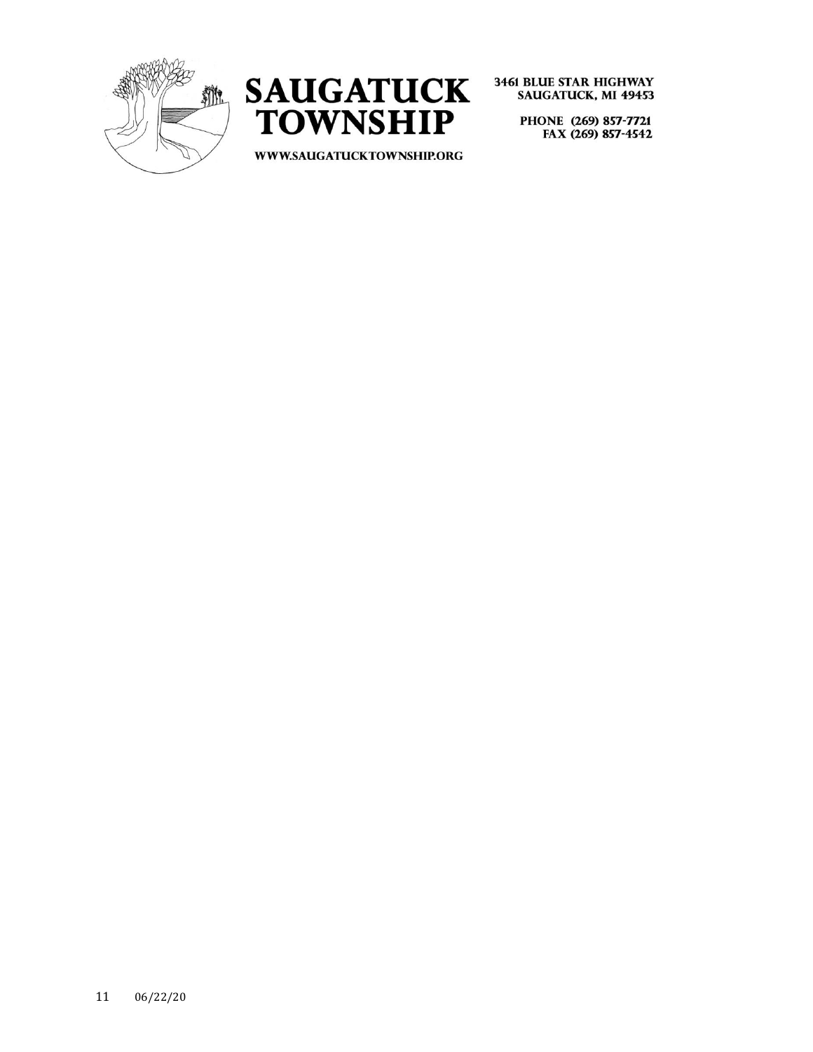# SAUGATUCK TOWNSHIP

3461 BLUE STAR HIGHWAY
SAUGATUCK, MI 49453

PHONE (269) 857-7721
FAX (269) 857-4542

WWW.SAUGATUCKTOWNSHIP.ORG